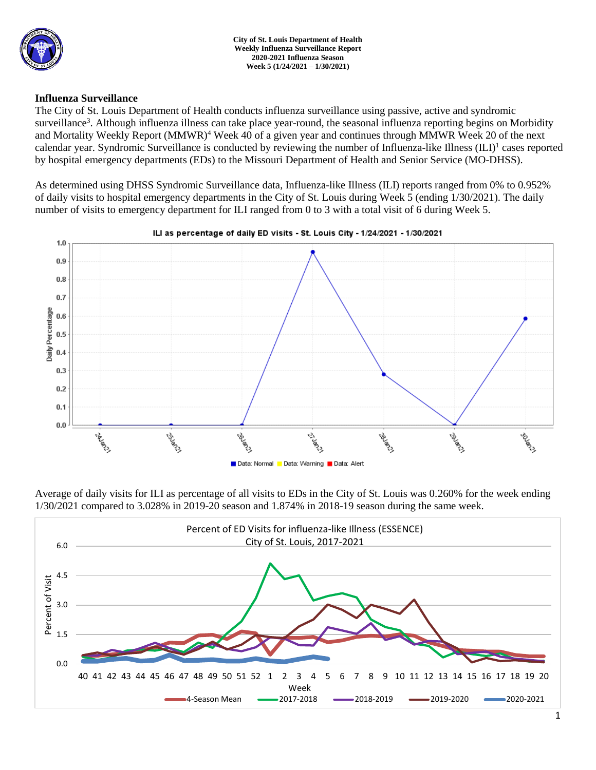**City of St. Louis Department of Health**
**Weekly Influenza Surveillance Report**
**2020-2021 Influenza Season**
**Week 5 (1/24/2021 – 1/30/2021)**

## Influenza Surveillance

The City of St. Louis Department of Health conducts influenza surveillance using passive, active and syndromic surveillance[3]. Although influenza illness can take place year-round, the seasonal influenza reporting begins on Morbidity and Mortality Weekly Report (MMWR)[4] Week 40 of a given year and continues through MMWR Week 20 of the next calendar year. Syndromic Surveillance is conducted by reviewing the number of Influenza-like Illness (ILI)[1] cases reported by hospital emergency departments (EDs) to the Missouri Department of Health and Senior Service (MO-DHSS).

As determined using DHSS Syndromic Surveillance data, Influenza-like Illness (ILI) reports ranged from 0% to 0.952% of daily visits to hospital emergency departments in the City of St. Louis during Week 5 (ending 1/30/2021). The daily number of visits to emergency department for ILI ranged from 0 to 3 with a total visit of 6 during Week 5.

Average of daily visits for ILI as percentage of all visits to EDs in the City of St. Louis was 0.260% for the week ending 1/30/2021 compared to 3.028% in 2019-20 season and 1.874% in 2018-19 season during the same week.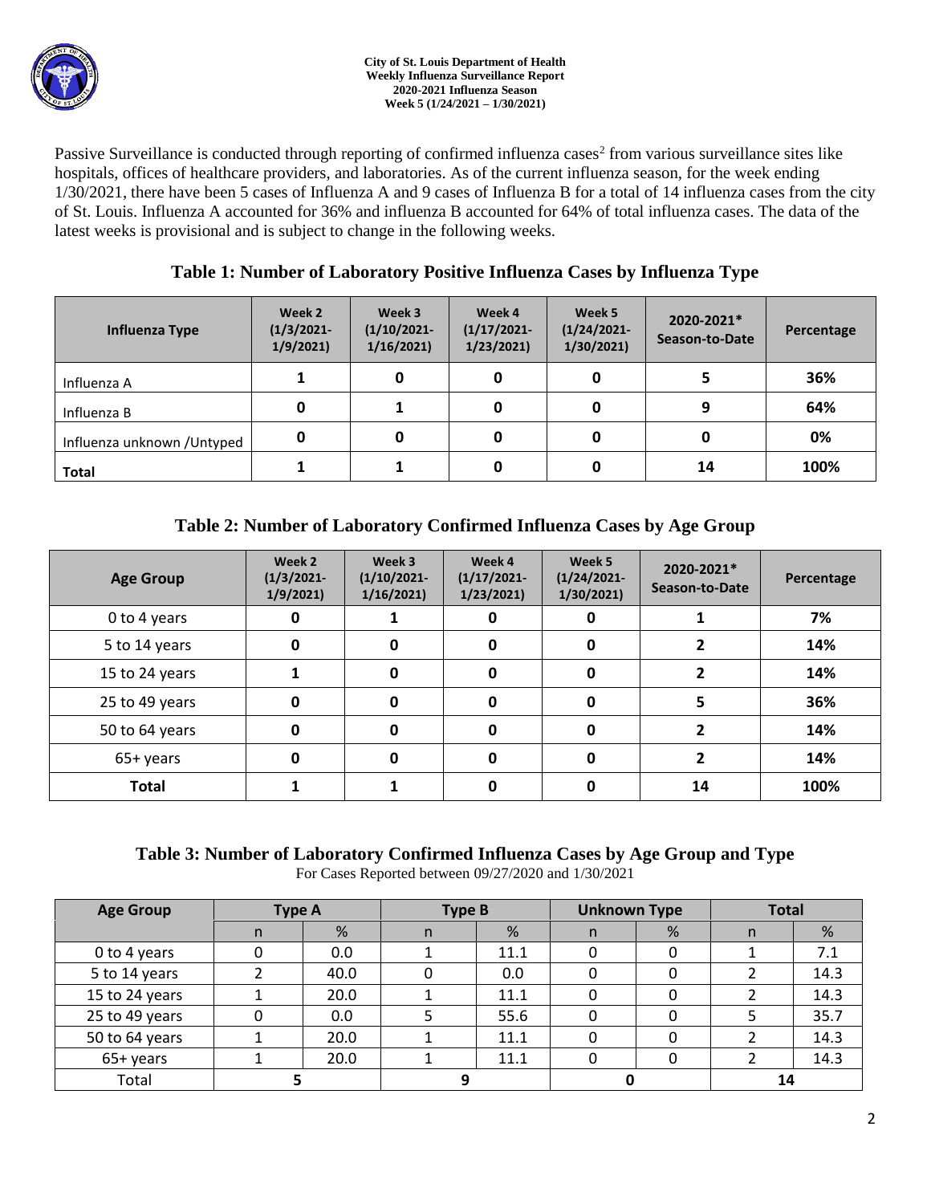City of St. Louis Department of Health
Weekly Influenza Surveillance Report
2020-2021 Influenza Season
Week 5 (1/24/2021 – 1/30/2021)

Passive Surveillance is conducted through reporting of confirmed influenza cases[2] from various surveillance sites like hospitals, offices of healthcare providers, and laboratories. As of the current influenza season, for the week ending 1/30/2021, there have been 5 cases of Influenza A and 9 cases of Influenza B for a total of 14 influenza cases from the city of St. Louis. Influenza A accounted for 36% and influenza B accounted for 64% of total influenza cases. The data of the latest weeks is provisional and is subject to change in the following weeks.

## Table 1: Number of Laboratory Positive Influenza Cases by Influenza Type

| Influenza Type | Week 2 (1/3/2021-1/9/2021) | Week 3 (1/10/2021-1/16/2021) | Week 4 (1/17/2021-1/23/2021) | Week 5 (1/24/2021-1/30/2021) | 2020-2021* Season-to-Date | Percentage |
|---|---|---|---|---|---|---|
| Influenza A | 1 | 0 | 0 | 0 | 5 | 36% |
| Influenza B | 0 | 1 | 0 | 0 | 9 | 64% |
| Influenza unknown /Untyped | 0 | 0 | 0 | 0 | 0 | 0% |
| **Total** | 1 | 1 | 0 | 0 | 14 | 100% |

## Table 2: Number of Laboratory Confirmed Influenza Cases by Age Group

| Age Group | Week 2 (1/3/2021-1/9/2021) | Week 3 (1/10/2021-1/16/2021) | Week 4 (1/17/2021-1/23/2021) | Week 5 (1/24/2021-1/30/2021) | 2020-2021* Season-to-Date | Percentage |
|---|---|---|---|---|---|---|
| 0 to 4 years | 0 | 1 | 0 | 0 | 1 | 7% |
| 5 to 14 years | 0 | 0 | 0 | 0 | 2 | 14% |
| 15 to 24 years | 1 | 0 | 0 | 0 | 2 | 14% |
| 25 to 49 years | 0 | 0 | 0 | 0 | 5 | 36% |
| 50 to 64 years | 0 | 0 | 0 | 0 | 2 | 14% |
| 65+ years | 0 | 0 | 0 | 0 | 2 | 14% |
| **Total** | 1 | 1 | 0 | 0 | 14 | 100% |

## Table 3: Number of Laboratory Confirmed Influenza Cases by Age Group and Type

For Cases Reported between 09/27/2020 and 1/30/2021

| Age Group | Type A | | Type B | | Unknown Type | | Total | |
|---|---|---|---|---|---|---|---|---|
| | n | % | n | % | n | % | n | % |
| 0 to 4 years | 0 | 0.0 | 1 | 11.1 | 0 | 0 | 1 | 7.1 |
| 5 to 14 years | 2 | 40.0 | 0 | 0.0 | 0 | 0 | 2 | 14.3 |
| 15 to 24 years | 1 | 20.0 | 1 | 11.1 | 0 | 0 | 2 | 14.3 |
| 25 to 49 years | 0 | 0.0 | 5 | 55.6 | 0 | 0 | 5 | 35.7 |
| 50 to 64 years | 1 | 20.0 | 1 | 11.1 | 0 | 0 | 2 | 14.3 |
| 65+ years | 1 | 20.0 | 1 | 11.1 | 0 | 0 | 2 | 14.3 |
| Total | 5 | | 9 | | 0 | | 14 | |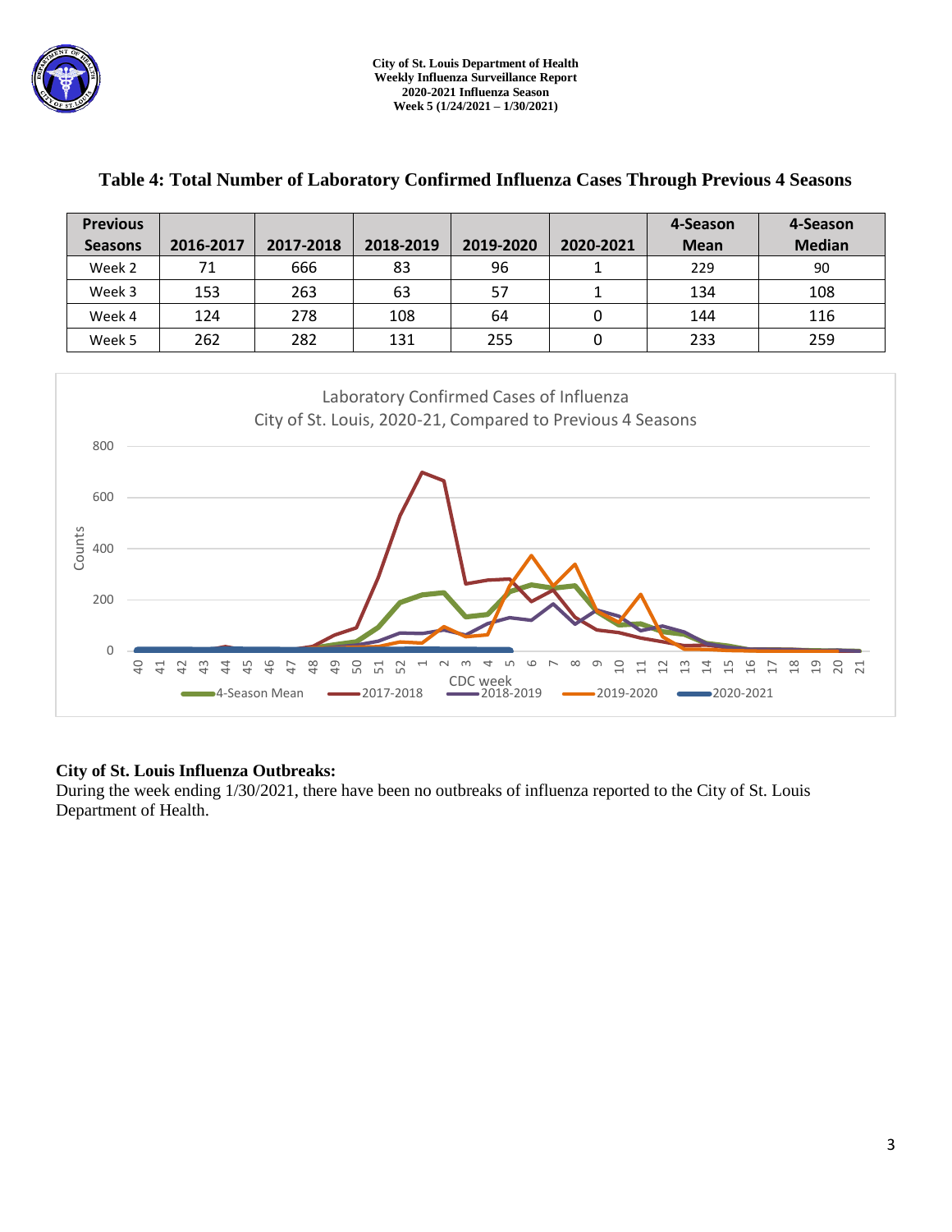## Table 4: Total Number of Laboratory Confirmed Influenza Cases Through Previous 4 Seasons

| Previous Seasons | 2016-2017 | 2017-2018 | 2018-2019 | 2019-2020 | 2020-2021 | 4-Season Mean | 4-Season Median |
|---|---|---|---|---|---|---|---|
| Week 2 | 71 | 666 | 83 | 96 | 1 | 229 | 90 |
| Week 3 | 153 | 263 | 63 | 57 | 1 | 134 | 108 |
| Week 4 | 124 | 278 | 108 | 64 | 0 | 144 | 116 |
| Week 5 | 262 | 282 | 131 | 255 | 0 | 233 | 259 |

Laboratory Confirmed Cases of Influenza
City of St. Louis, 2020-21, Compared to Previous 4 Seasons

### City of St. Louis Influenza Outbreaks:

During the week ending 1/30/2021, there have been no outbreaks of influenza reported to the City of St. Louis Department of Health.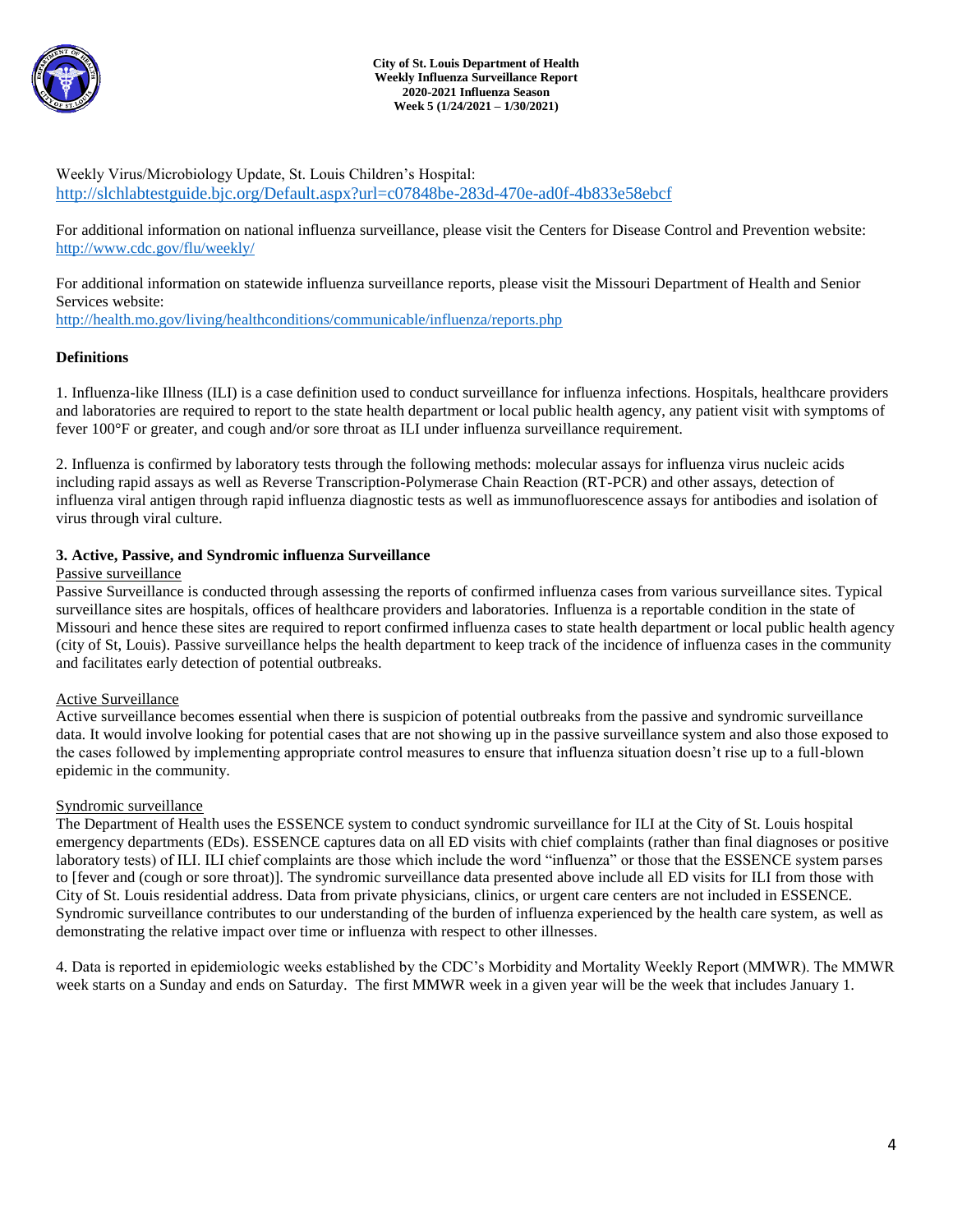Weekly Virus/Microbiology Update, St. Louis Children's Hospital:
http://slchlabtestguide.bjc.org/Default.aspx?url=c07848be-283d-470e-ad0f-4b833e58ebcf

For additional information on national influenza surveillance, please visit the Centers for Disease Control and Prevention website:
http://www.cdc.gov/flu/weekly/

For additional information on statewide influenza surveillance reports, please visit the Missouri Department of Health and Senior Services website:
http://health.mo.gov/living/healthconditions/communicable/influenza/reports.php

**Definitions**

1. Influenza-like Illness (ILI) is a case definition used to conduct surveillance for influenza infections. Hospitals, healthcare providers and laboratories are required to report to the state health department or local public health agency, any patient visit with symptoms of fever 100°F or greater, and cough and/or sore throat as ILI under influenza surveillance requirement.

2. Influenza is confirmed by laboratory tests through the following methods: molecular assays for influenza virus nucleic acids including rapid assays as well as Reverse Transcription-Polymerase Chain Reaction (RT-PCR) and other assays, detection of influenza viral antigen through rapid influenza diagnostic tests as well as immunofluorescence assays for antibodies and isolation of virus through viral culture.

**3. Active, Passive, and Syndromic influenza Surveillance**

Passive surveillance

Passive Surveillance is conducted through assessing the reports of confirmed influenza cases from various surveillance sites. Typical surveillance sites are hospitals, offices of healthcare providers and laboratories. Influenza is a reportable condition in the state of Missouri and hence these sites are required to report confirmed influenza cases to state health department or local public health agency (city of St, Louis). Passive surveillance helps the health department to keep track of the incidence of influenza cases in the community and facilitates early detection of potential outbreaks.

Active Surveillance

Active surveillance becomes essential when there is suspicion of potential outbreaks from the passive and syndromic surveillance data. It would involve looking for potential cases that are not showing up in the passive surveillance system and also those exposed to the cases followed by implementing appropriate control measures to ensure that influenza situation doesn't rise up to a full-blown epidemic in the community.

Syndromic surveillance

The Department of Health uses the ESSENCE system to conduct syndromic surveillance for ILI at the City of St. Louis hospital emergency departments (EDs). ESSENCE captures data on all ED visits with chief complaints (rather than final diagnoses or positive laboratory tests) of ILI. ILI chief complaints are those which include the word "influenza" or those that the ESSENCE system parses to [fever and (cough or sore throat)]. The syndromic surveillance data presented above include all ED visits for ILI from those with City of St. Louis residential address. Data from private physicians, clinics, or urgent care centers are not included in ESSENCE. Syndromic surveillance contributes to our understanding of the burden of influenza experienced by the health care system, as well as demonstrating the relative impact over time or influenza with respect to other illnesses.

4. Data is reported in epidemiologic weeks established by the CDC's Morbidity and Mortality Weekly Report (MMWR). The MMWR week starts on a Sunday and ends on Saturday. The first MMWR week in a given year will be the week that includes January 1.